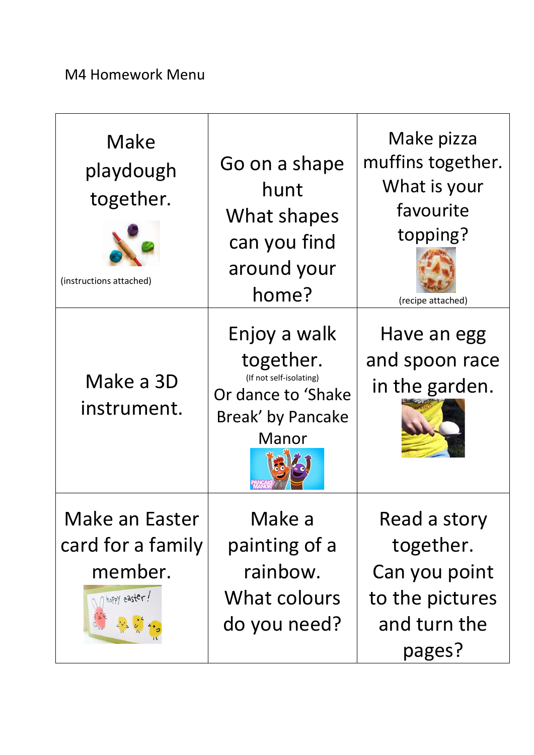M4 Homework Menu

| | | |
|---|---|---|
| Make playdough together. (instructions attached) | Go on a shape hunt What shapes can you find around your home? | Make pizza muffins together. What is your favourite topping? (recipe attached) |
| Make a 3D instrument. | Enjoy a walk together. (If not self-isolating) Or dance to 'Shake Break' by Pancake Manor | Have an egg and spoon race in the garden. |
| Make an Easter card for a family member. | Make a painting of a rainbow. What colours do you need? | Read a story together. Can you point to the pictures and turn the pages? |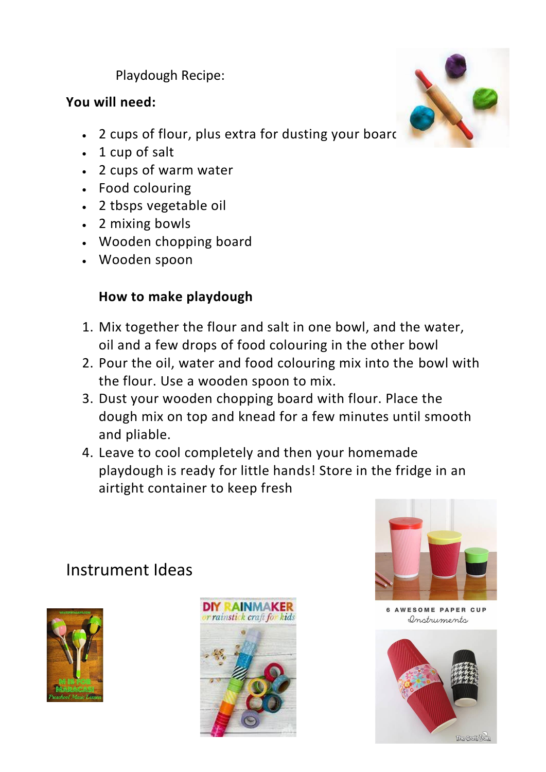Playdough Recipe:

**You will need:**

- 2 cups of flour, plus extra for dusting your board
- 1 cup of salt
- 2 cups of warm water
- Food colouring
- 2 tbsps vegetable oil
- 2 mixing bowls
- Wooden chopping board
- Wooden spoon

**How to make playdough**

1. Mix together the flour and salt in one bowl, and the water, oil and a few drops of food colouring in the other bowl
2. Pour the oil, water and food colouring mix into the bowl with the flour. Use a wooden spoon to mix.
3. Dust your wooden chopping board with flour. Place the dough mix on top and knead for a few minutes until smooth and pliable.
4. Leave to cool completely and then your homemade playdough is ready for little hands! Store in the fridge in an airtight container to keep fresh

## Instrument Ideas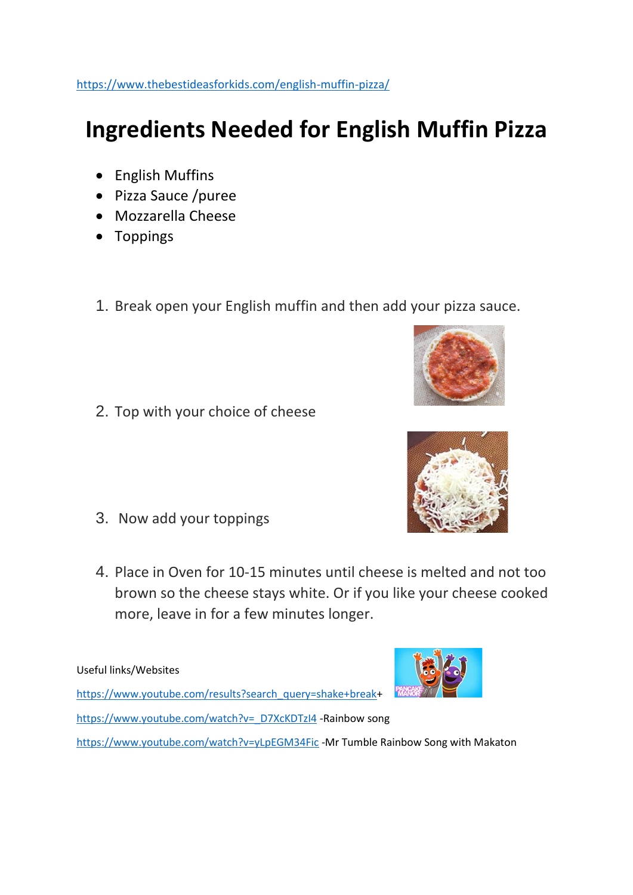https://www.thebestideasforkids.com/english-muffin-pizza/

# Ingredients Needed for English Muffin Pizza

- English Muffins
- Pizza Sauce /puree
- Mozzarella Cheese
- Toppings

1. Break open your English muffin and then add your pizza sauce.
2. Top with your choice of cheese
3. Now add your toppings
4. Place in Oven for 10-15 minutes until cheese is melted and not too brown so the cheese stays white. Or if you like your cheese cooked more, leave in for a few minutes longer.

Useful links/Websites

https://www.youtube.com/results?search_query=shake+break+

https://www.youtube.com/watch?v=_D7XcKDTzI4 -Rainbow song

https://www.youtube.com/watch?v=yLpEGM34Fic -Mr Tumble Rainbow Song with Makaton